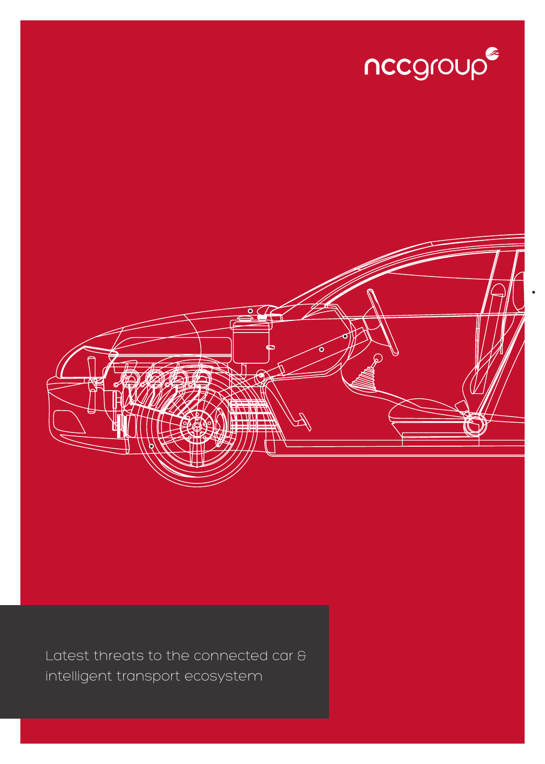nccgroup

# Latest threats to the connected car & intelligent transport ecosystem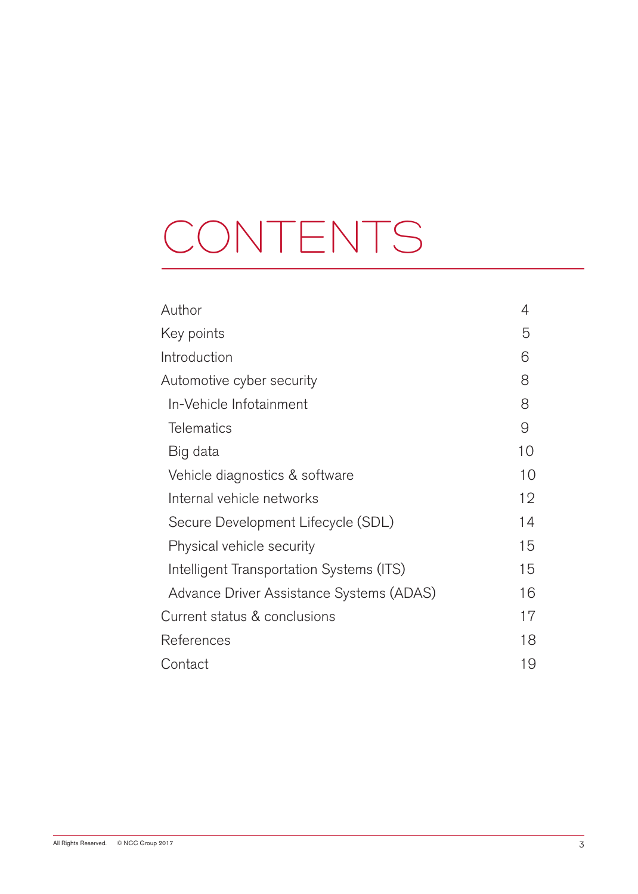# CONTENTS

| | |
|---|---|
| Author | 4 |
| Key points | 5 |
| Introduction | 6 |
| Automotive cyber security | 8 |
| In-Vehicle Infotainment | 8 |
| Telematics | 9 |
| Big data | 10 |
| Vehicle diagnostics & software | 10 |
| Internal vehicle networks | 12 |
| Secure Development Lifecycle (SDL) | 14 |
| Physical vehicle security | 15 |
| Intelligent Transportation Systems (ITS) | 15 |
| Advance Driver Assistance Systems (ADAS) | 16 |
| Current status & conclusions | 17 |
| References | 18 |
| Contact | 19 |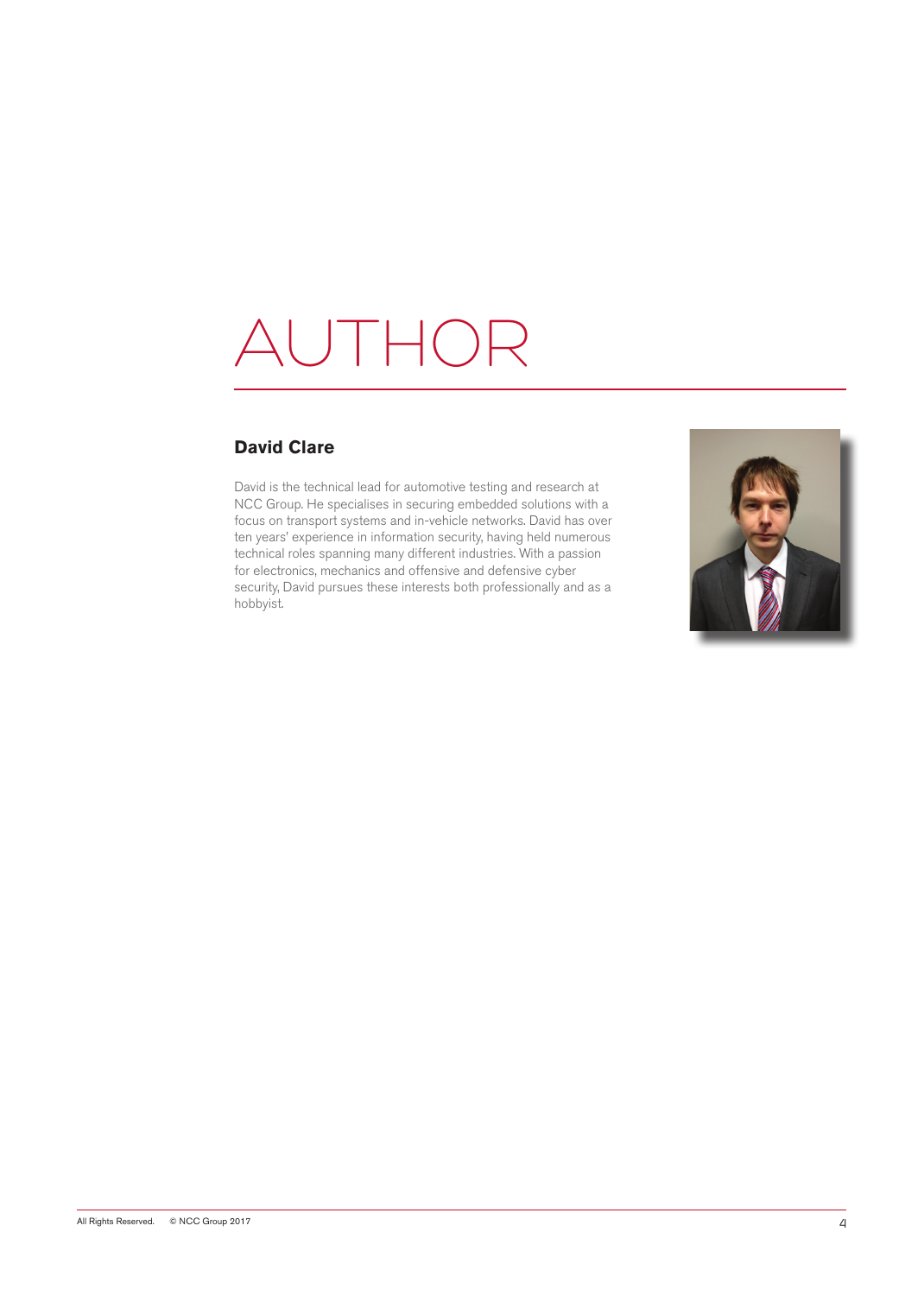# AUTHOR

### David Clare

David is the technical lead for automotive testing and research at NCC Group. He specialises in securing embedded solutions with a focus on transport systems and in-vehicle networks. David has over ten years' experience in information security, having held numerous technical roles spanning many different industries. With a passion for electronics, mechanics and offensive and defensive cyber security, David pursues these interests both professionally and as a hobbyist.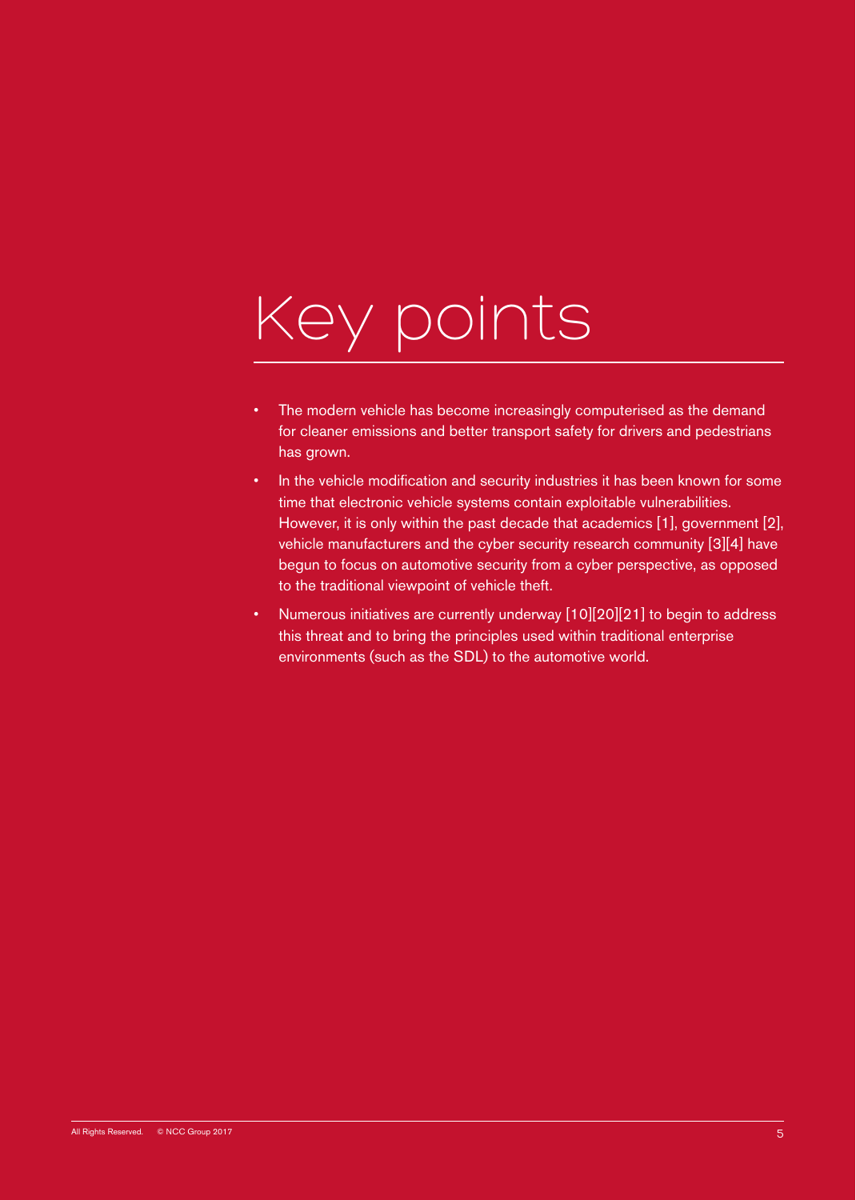# Key points

- The modern vehicle has become increasingly computerised as the demand for cleaner emissions and better transport safety for drivers and pedestrians has grown.
- In the vehicle modification and security industries it has been known for some time that electronic vehicle systems contain exploitable vulnerabilities. However, it is only within the past decade that academics [1], government [2], vehicle manufacturers and the cyber security research community [3][4] have begun to focus on automotive security from a cyber perspective, as opposed to the traditional viewpoint of vehicle theft.
- Numerous initiatives are currently underway [10][20][21] to begin to address this threat and to bring the principles used within traditional enterprise environments (such as the SDL) to the automotive world.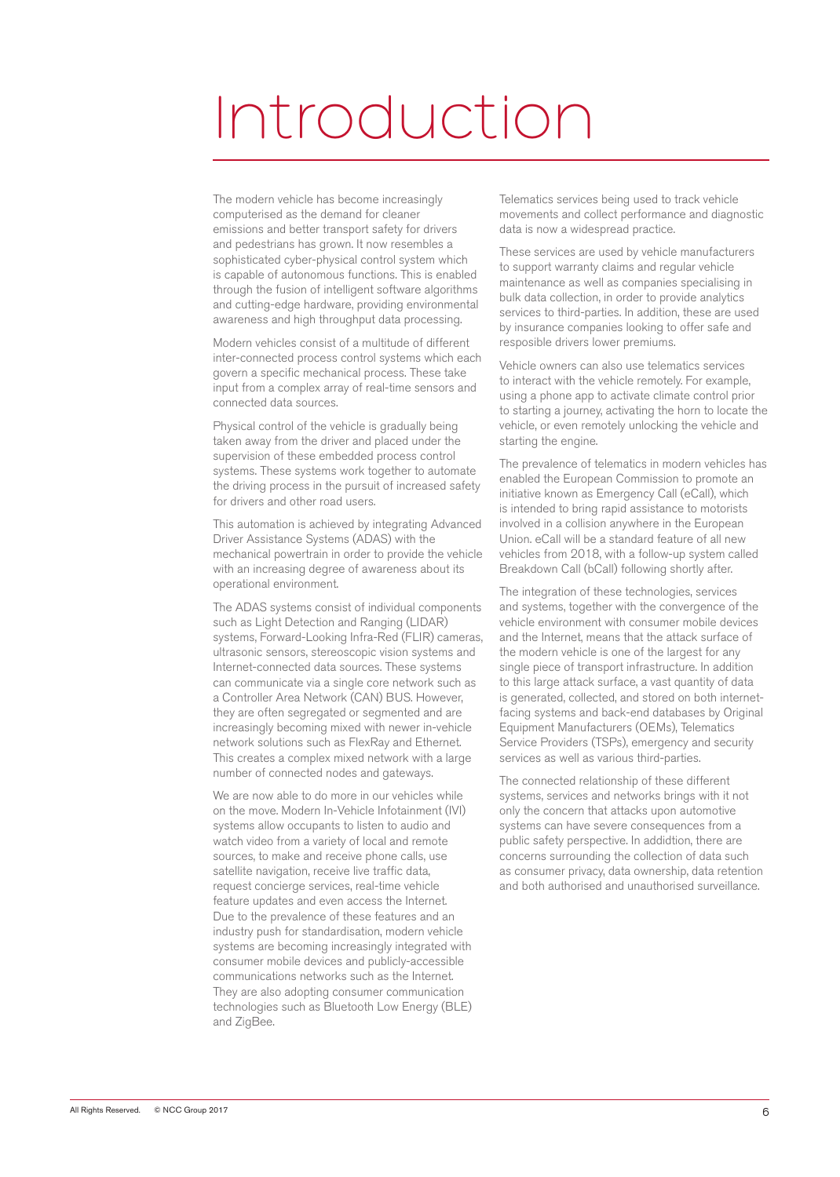# Introduction

The modern vehicle has become increasingly computerised as the demand for cleaner emissions and better transport safety for drivers and pedestrians has grown. It now resembles a sophisticated cyber-physical control system which is capable of autonomous functions. This is enabled through the fusion of intelligent software algorithms and cutting-edge hardware, providing environmental awareness and high throughput data processing.

Modern vehicles consist of a multitude of different inter-connected process control systems which each govern a specific mechanical process. These take input from a complex array of real-time sensors and connected data sources.

Physical control of the vehicle is gradually being taken away from the driver and placed under the supervision of these embedded process control systems. These systems work together to automate the driving process in the pursuit of increased safety for drivers and other road users.

This automation is achieved by integrating Advanced Driver Assistance Systems (ADAS) with the mechanical powertrain in order to provide the vehicle with an increasing degree of awareness about its operational environment.

The ADAS systems consist of individual components such as Light Detection and Ranging (LIDAR) systems, Forward-Looking Infra-Red (FLIR) cameras, ultrasonic sensors, stereoscopic vision systems and Internet-connected data sources. These systems can communicate via a single core network such as a Controller Area Network (CAN) BUS. However, they are often segregated or segmented and are increasingly becoming mixed with newer in-vehicle network solutions such as FlexRay and Ethernet. This creates a complex mixed network with a large number of connected nodes and gateways.

We are now able to do more in our vehicles while on the move. Modern In-Vehicle Infotainment (IVI) systems allow occupants to listen to audio and watch video from a variety of local and remote sources, to make and receive phone calls, use satellite navigation, receive live traffic data, request concierge services, real-time vehicle feature updates and even access the Internet. Due to the prevalence of these features and an industry push for standardisation, modern vehicle systems are becoming increasingly integrated with consumer mobile devices and publicly-accessible communications networks such as the Internet. They are also adopting consumer communication technologies such as Bluetooth Low Energy (BLE) and ZigBee.

Telematics services being used to track vehicle movements and collect performance and diagnostic data is now a widespread practice.

These services are used by vehicle manufacturers to support warranty claims and regular vehicle maintenance as well as companies specialising in bulk data collection, in order to provide analytics services to third-parties. In addition, these are used by insurance companies looking to offer safe and resposible drivers lower premiums.

Vehicle owners can also use telematics services to interact with the vehicle remotely. For example, using a phone app to activate climate control prior to starting a journey, activating the horn to locate the vehicle, or even remotely unlocking the vehicle and starting the engine.

The prevalence of telematics in modern vehicles has enabled the European Commission to promote an initiative known as Emergency Call (eCall), which is intended to bring rapid assistance to motorists involved in a collision anywhere in the European Union. eCall will be a standard feature of all new vehicles from 2018, with a follow-up system called Breakdown Call (bCall) following shortly after.

The integration of these technologies, services and systems, together with the convergence of the vehicle environment with consumer mobile devices and the Internet, means that the attack surface of the modern vehicle is one of the largest for any single piece of transport infrastructure. In addition to this large attack surface, a vast quantity of data is generated, collected, and stored on both internet-facing systems and back-end databases by Original Equipment Manufacturers (OEMs), Telematics Service Providers (TSPs), emergency and security services as well as various third-parties.

The connected relationship of these different systems, services and networks brings with it not only the concern that attacks upon automotive systems can have severe consequences from a public safety perspective. In addidtion, there are concerns surrounding the collection of data such as consumer privacy, data ownership, data retention and both authorised and unauthorised surveillance.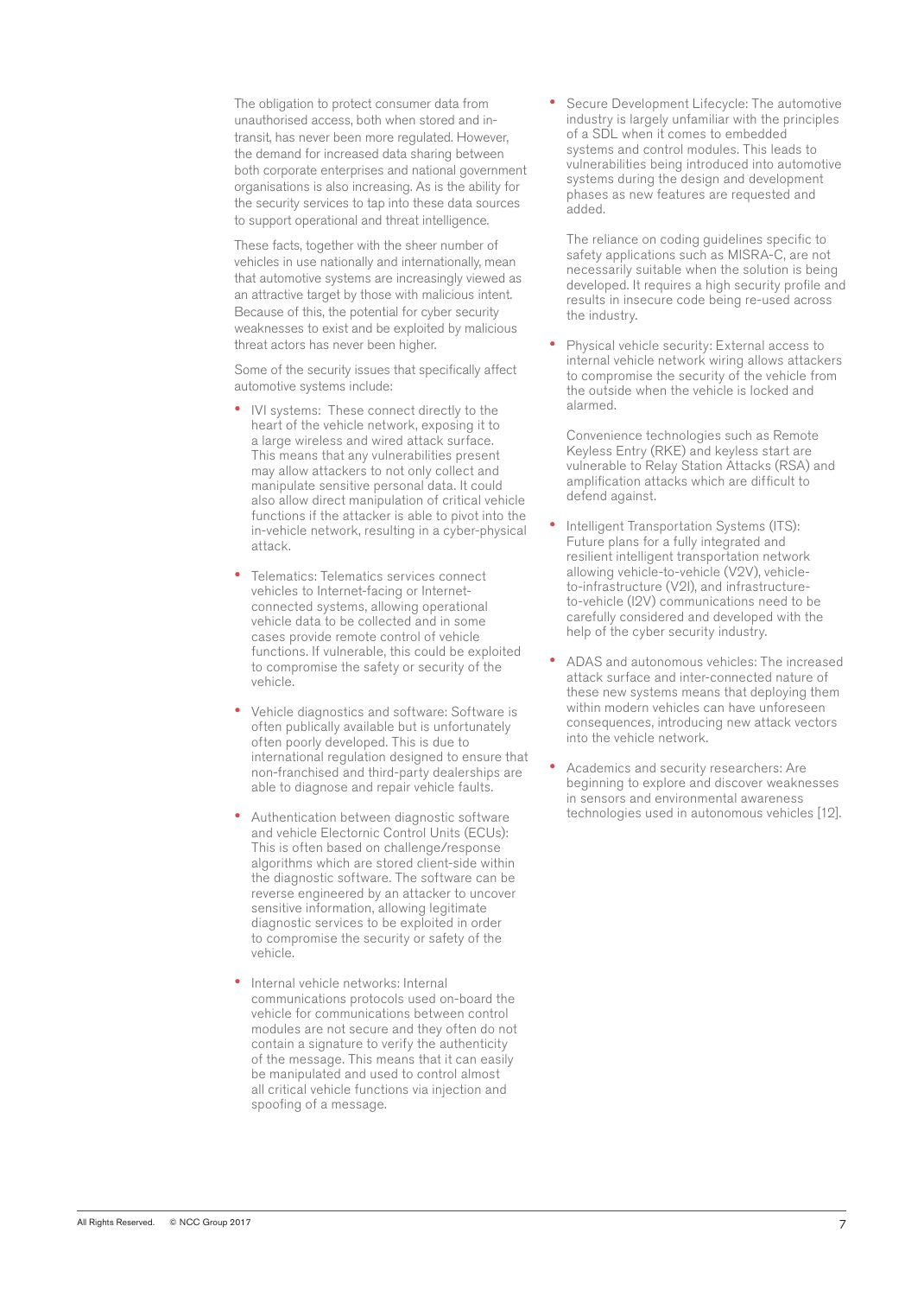The obligation to protect consumer data from unauthorised access, both when stored and in-transit, has never been more regulated. However, the demand for increased data sharing between both corporate enterprises and national government organisations is also increasing. As is the ability for the security services to tap into these data sources to support operational and threat intelligence.

These facts, together with the sheer number of vehicles in use nationally and internationally, mean that automotive systems are increasingly viewed as an attractive target by those with malicious intent. Because of this, the potential for cyber security weaknesses to exist and be exploited by malicious threat actors has never been higher.

Some of the security issues that specifically affect automotive systems include:

- IVI systems: These connect directly to the heart of the vehicle network, exposing it to a large wireless and wired attack surface. This means that any vulnerabilities present may allow attackers to not only collect and manipulate sensitive personal data. It could also allow direct manipulation of critical vehicle functions if the attacker is able to pivot into the in-vehicle network, resulting in a cyber-physical attack.

- Telematics: Telematics services connect vehicles to Internet-facing or Internet-connected systems, allowing operational vehicle data to be collected and in some cases provide remote control of vehicle functions. If vulnerable, this could be exploited to compromise the safety or security of the vehicle.

- Vehicle diagnostics and software: Software is often publically available but is unfortunately often poorly developed. This is due to international regulation designed to ensure that non-franchised and third-party dealerships are able to diagnose and repair vehicle faults.

- Authentication between diagnostic software and vehicle Electronic Control Units (ECUs): This is often based on challenge/response algorithms which are stored client-side within the diagnostic software. The software can be reverse engineered by an attacker to uncover sensitive information, allowing legitimate diagnostic services to be exploited in order to compromise the security or safety of the vehicle.

- Internal vehicle networks: Internal communications protocols used on-board the vehicle for communications between control modules are not secure and they often do not contain a signature to verify the authenticity of the message. This means that it can easily be manipulated and used to control almost all critical vehicle functions via injection and spoofing of a message.

- Secure Development Lifecycle: The automotive industry is largely unfamiliar with the principles of a SDL when it comes to embedded systems and control modules. This leads to vulnerabilities being introduced into automotive systems during the design and development phases as new features are requested and added.

  The reliance on coding guidelines specific to safety applications such as MISRA-C, are not necessarily suitable when the solution is being developed. It requires a high security profile and results in insecure code being re-used across the industry.

- Physical vehicle security: External access to internal vehicle network wiring allows attackers to compromise the security of the vehicle from the outside when the vehicle is locked and alarmed.

  Convenience technologies such as Remote Keyless Entry (RKE) and keyless start are vulnerable to Relay Station Attacks (RSA) and amplification attacks which are difficult to defend against.

- Intelligent Transportation Systems (ITS): Future plans for a fully integrated and resilient intelligent transportation network allowing vehicle-to-vehicle (V2V), vehicle-to-infrastructure (V2I), and infrastructure-to-vehicle (I2V) communications need to be carefully considered and developed with the help of the cyber security industry.

- ADAS and autonomous vehicles: The increased attack surface and inter-connected nature of these new systems means that deploying them within modern vehicles can have unforeseen consequences, introducing new attack vectors into the vehicle network.

- Academics and security researchers: Are beginning to explore and discover weaknesses in sensors and environmental awareness technologies used in autonomous vehicles [12].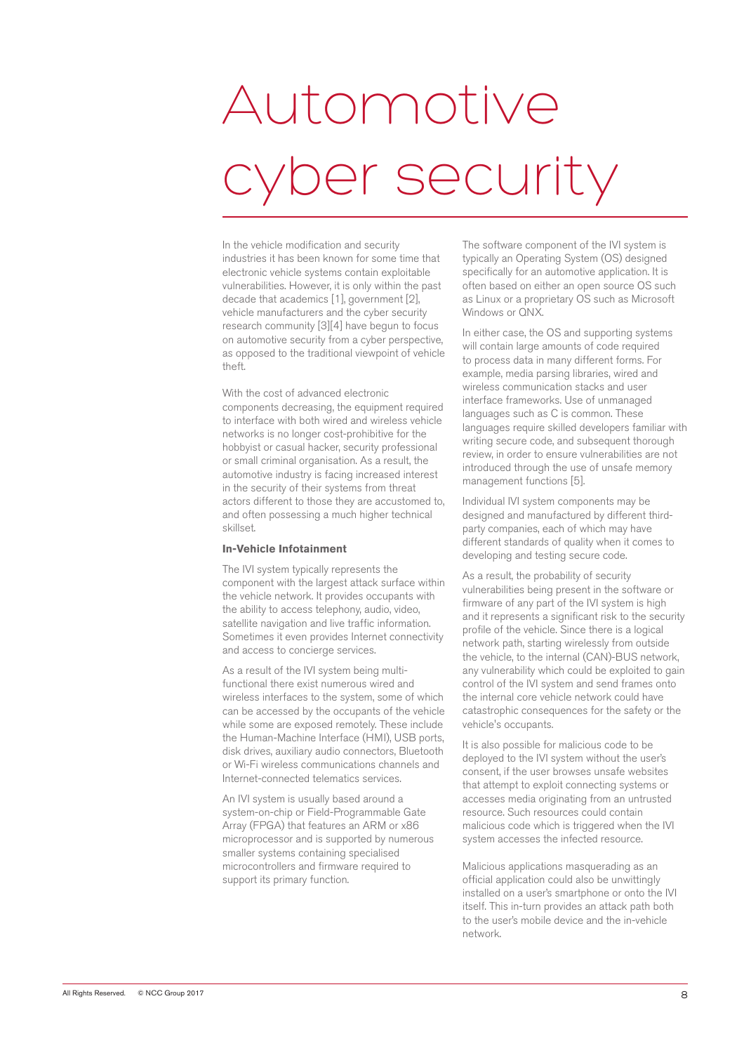# Automotive cyber security

In the vehicle modification and security industries it has been known for some time that electronic vehicle systems contain exploitable vulnerabilities. However, it is only within the past decade that academics [1], government [2], vehicle manufacturers and the cyber security research community [3][4] have begun to focus on automotive security from a cyber perspective, as opposed to the traditional viewpoint of vehicle theft.

With the cost of advanced electronic components decreasing, the equipment required to interface with both wired and wireless vehicle networks is no longer cost-prohibitive for the hobbyist or casual hacker, security professional or small criminal organisation. As a result, the automotive industry is facing increased interest in the security of their systems from threat actors different to those they are accustomed to, and often possessing a much higher technical skillset.

**In-Vehicle Infotainment**

The IVI system typically represents the component with the largest attack surface within the vehicle network. It provides occupants with the ability to access telephony, audio, video, satellite navigation and live traffic information. Sometimes it even provides Internet connectivity and access to concierge services.

As a result of the IVI system being multi-functional there exist numerous wired and wireless interfaces to the system, some of which can be accessed by the occupants of the vehicle while some are exposed remotely. These include the Human-Machine Interface (HMI), USB ports, disk drives, auxiliary audio connectors, Bluetooth or Wi-Fi wireless communications channels and Internet-connected telematics services.

An IVI system is usually based around a system-on-chip or Field-Programmable Gate Array (FPGA) that features an ARM or x86 microprocessor and is supported by numerous smaller systems containing specialised microcontrollers and firmware required to support its primary function.

The software component of the IVI system is typically an Operating System (OS) designed specifically for an automotive application. It is often based on either an open source OS such as Linux or a proprietary OS such as Microsoft Windows or QNX.

In either case, the OS and supporting systems will contain large amounts of code required to process data in many different forms. For example, media parsing libraries, wired and wireless communication stacks and user interface frameworks. Use of unmanaged languages such as C is common. These languages require skilled developers familiar with writing secure code, and subsequent thorough review, in order to ensure vulnerabilities are not introduced through the use of unsafe memory management functions [5].

Individual IVI system components may be designed and manufactured by different third-party companies, each of which may have different standards of quality when it comes to developing and testing secure code.

As a result, the probability of security vulnerabilities being present in the software or firmware of any part of the IVI system is high and it represents a significant risk to the security profile of the vehicle. Since there is a logical network path, starting wirelessly from outside the vehicle, to the internal (CAN)-BUS network, any vulnerability which could be exploited to gain control of the IVI system and send frames onto the internal core vehicle network could have catastrophic consequences for the safety or the vehicle's occupants.

It is also possible for malicious code to be deployed to the IVI system without the user's consent, if the user browses unsafe websites that attempt to exploit connecting systems or accesses media originating from an untrusted resource. Such resources could contain malicious code which is triggered when the IVI system accesses the infected resource.

Malicious applications masquerading as an official application could also be unwittingly installed on a user's smartphone or onto the IVI itself. This in-turn provides an attack path both to the user's mobile device and the in-vehicle network.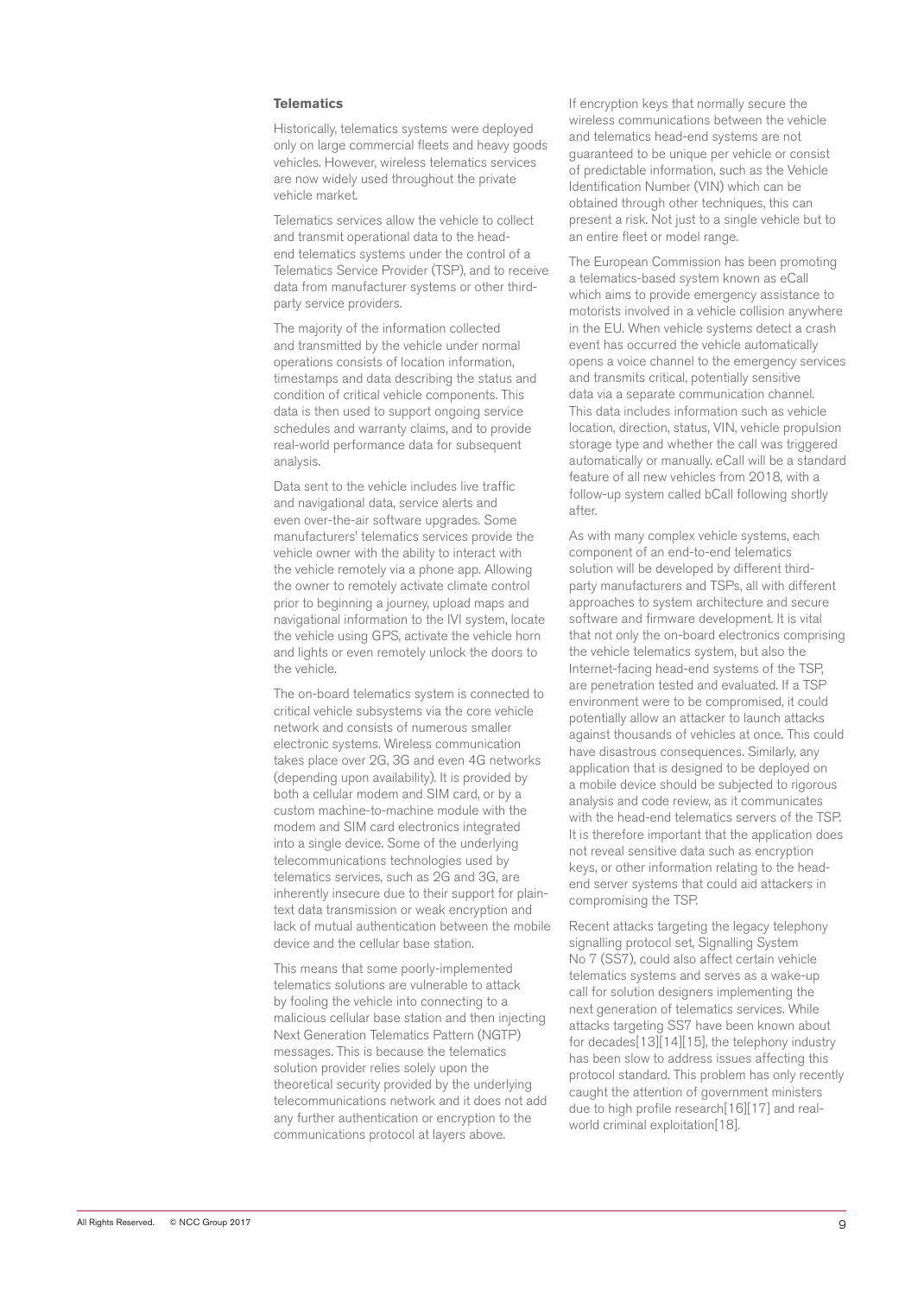**Telematics**

Historically, telematics systems were deployed only on large commercial fleets and heavy goods vehicles. However, wireless telematics services are now widely used throughout the private vehicle market.

Telematics services allow the vehicle to collect and transmit operational data to the head-end telematics systems under the control of a Telematics Service Provider (TSP), and to receive data from manufacturer systems or other third-party service providers.

The majority of the information collected and transmitted by the vehicle under normal operations consists of location information, timestamps and data describing the status and condition of critical vehicle components. This data is then used to support ongoing service schedules and warranty claims, and to provide real-world performance data for subsequent analysis.

Data sent to the vehicle includes live traffic and navigational data, service alerts and even over-the-air software upgrades. Some manufacturers' telematics services provide the vehicle owner with the ability to interact with the vehicle remotely via a phone app. Allowing the owner to remotely activate climate control prior to beginning a journey, upload maps and navigational information to the IVI system, locate the vehicle using GPS, activate the vehicle horn and lights or even remotely unlock the doors to the vehicle.

The on-board telematics system is connected to critical vehicle subsystems via the core vehicle network and consists of numerous smaller electronic systems. Wireless communication takes place over 2G, 3G and even 4G networks (depending upon availability). It is provided by both a cellular modem and SIM card, or by a custom machine-to-machine module with the modem and SIM card electronics integrated into a single device. Some of the underlying telecommunications technologies used by telematics services, such as 2G and 3G, are inherently insecure due to their support for plain-text data transmission or weak encryption and lack of mutual authentication between the mobile device and the cellular base station.

This means that some poorly-implemented telematics solutions are vulnerable to attack by fooling the vehicle into connecting to a malicious cellular base station and then injecting Next Generation Telematics Pattern (NGTP) messages. This is because the telematics solution provider relies solely upon the theoretical security provided by the underlying telecommunications network and it does not add any further authentication or encryption to the communications protocol at layers above.

If encryption keys that normally secure the wireless communications between the vehicle and telematics head-end systems are not guaranteed to be unique per vehicle or consist of predictable information, such as the Vehicle Identification Number (VIN) which can be obtained through other techniques, this can present a risk. Not just to a single vehicle but to an entire fleet or model range.

The European Commission has been promoting a telematics-based system known as eCall which aims to provide emergency assistance to motorists involved in a vehicle collision anywhere in the EU. When vehicle systems detect a crash event has occurred the vehicle automatically opens a voice channel to the emergency services and transmits critical, potentially sensitive data via a separate communication channel. This data includes information such as vehicle location, direction, status, VIN, vehicle propulsion storage type and whether the call was triggered automatically or manually. eCall will be a standard feature of all new vehicles from 2018, with a follow-up system called bCall following shortly after.

As with many complex vehicle systems, each component of an end-to-end telematics solution will be developed by different third-party manufacturers and TSPs, all with different approaches to system architecture and secure software and firmware development. It is vital that not only the on-board electronics comprising the vehicle telematics system, but also the Internet-facing head-end systems of the TSP, are penetration tested and evaluated. If a TSP environment were to be compromised, it could potentially allow an attacker to launch attacks against thousands of vehicles at once. This could have disastrous consequences. Similarly, any application that is designed to be deployed on a mobile device should be subjected to rigorous analysis and code review, as it communicates with the head-end telematics servers of the TSP. It is therefore important that the application does not reveal sensitive data such as encryption keys, or other information relating to the head-end server systems that could aid attackers in compromising the TSP.

Recent attacks targeting the legacy telephony signalling protocol set, Signalling System No 7 (SS7), could also affect certain vehicle telematics systems and serves as a wake-up call for solution designers implementing the next generation of telematics services. While attacks targeting SS7 have been known about for decades[13][14][15], the telephony industry has been slow to address issues affecting this protocol standard. This problem has only recently caught the attention of government ministers due to high profile research[16][17] and real-world criminal exploitation[18].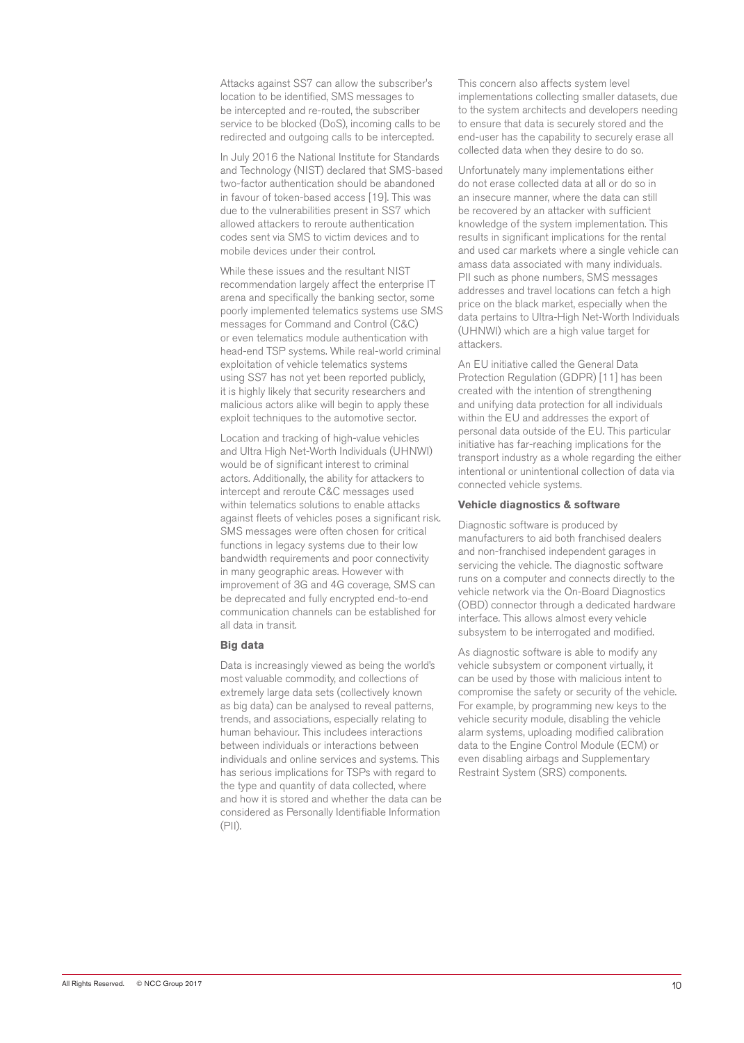Attacks against SS7 can allow the subscriber's location to be identified, SMS messages to be intercepted and re-routed, the subscriber service to be blocked (DoS), incoming calls to be redirected and outgoing calls to be intercepted.

In July 2016 the National Institute for Standards and Technology (NIST) declared that SMS-based two-factor authentication should be abandoned in favour of token-based access [19]. This was due to the vulnerabilities present in SS7 which allowed attackers to reroute authentication codes sent via SMS to victim devices and to mobile devices under their control.

While these issues and the resultant NIST recommendation largely affect the enterprise IT arena and specifically the banking sector, some poorly implemented telematics systems use SMS messages for Command and Control (C&C) or even telematics module authentication with head-end TSP systems. While real-world criminal exploitation of vehicle telematics systems using SS7 has not yet been reported publicly, it is highly likely that security researchers and malicious actors alike will begin to apply these exploit techniques to the automotive sector.

Location and tracking of high-value vehicles and Ultra High Net-Worth Individuals (UHNWI) would be of significant interest to criminal actors. Additionally, the ability for attackers to intercept and reroute C&C messages used within telematics solutions to enable attacks against fleets of vehicles poses a significant risk. SMS messages were often chosen for critical functions in legacy systems due to their low bandwidth requirements and poor connectivity in many geographic areas. However with improvement of 3G and 4G coverage, SMS can be deprecated and fully encrypted end-to-end communication channels can be established for all data in transit.

### Big data

Data is increasingly viewed as being the world's most valuable commodity, and collections of extremely large data sets (collectively known as big data) can be analysed to reveal patterns, trends, and associations, especially relating to human behaviour. This includees interactions between individuals or interactions between individuals and online services and systems. This has serious implications for TSPs with regard to the type and quantity of data collected, where and how it is stored and whether the data can be considered as Personally Identifiable Information (PII).

This concern also affects system level implementations collecting smaller datasets, due to the system architects and developers needing to ensure that data is securely stored and the end-user has the capability to securely erase all collected data when they desire to do so.

Unfortunately many implementations either do not erase collected data at all or do so in an insecure manner, where the data can still be recovered by an attacker with sufficient knowledge of the system implementation. This results in significant implications for the rental and used car markets where a single vehicle can amass data associated with many individuals. PII such as phone numbers, SMS messages addresses and travel locations can fetch a high price on the black market, especially when the data pertains to Ultra-High Net-Worth Individuals (UHNWI) which are a high value target for attackers.

An EU initiative called the General Data Protection Regulation (GDPR) [11] has been created with the intention of strengthening and unifying data protection for all individuals within the EU and addresses the export of personal data outside of the EU. This particular initiative has far-reaching implications for the transport industry as a whole regarding the either intentional or unintentional collection of data via connected vehicle systems.

### Vehicle diagnostics & software

Diagnostic software is produced by manufacturers to aid both franchised dealers and non-franchised independent garages in servicing the vehicle. The diagnostic software runs on a computer and connects directly to the vehicle network via the On-Board Diagnostics (OBD) connector through a dedicated hardware interface. This allows almost every vehicle subsystem to be interrogated and modified.

As diagnostic software is able to modify any vehicle subsystem or component virtually, it can be used by those with malicious intent to compromise the safety or security of the vehicle. For example, by programming new keys to the vehicle security module, disabling the vehicle alarm systems, uploading modified calibration data to the Engine Control Module (ECM) or even disabling airbags and Supplementary Restraint System (SRS) components.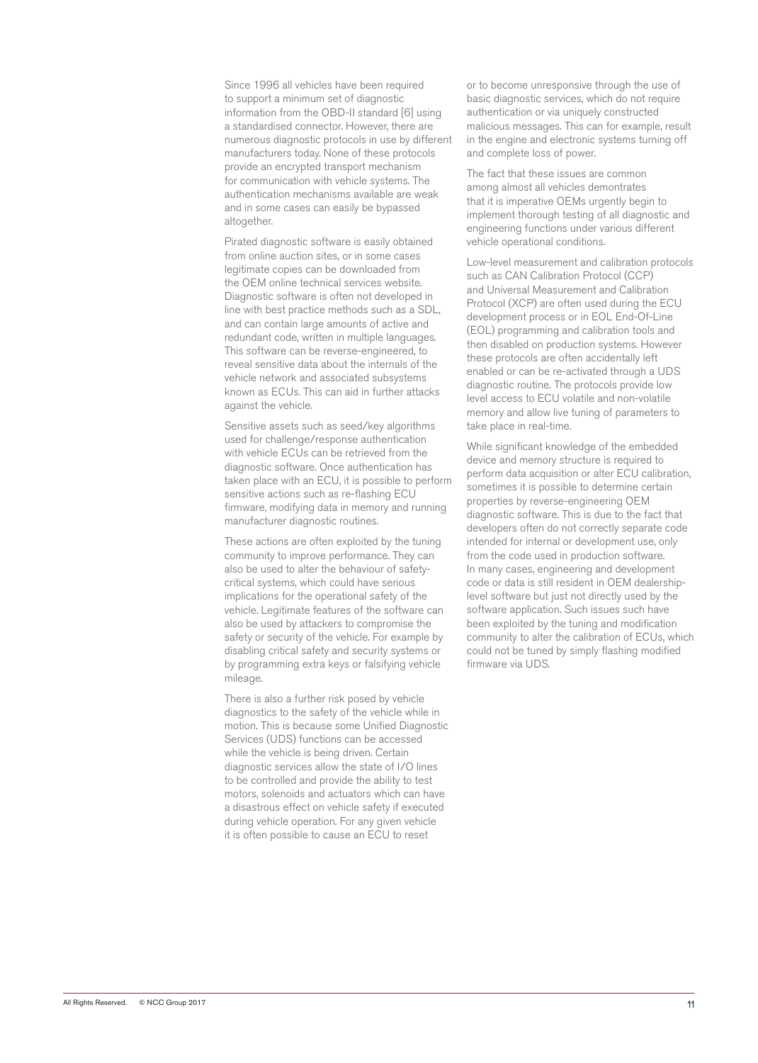Since 1996 all vehicles have been required to support a minimum set of diagnostic information from the OBD-II standard [6] using a standardised connector. However, there are numerous diagnostic protocols in use by different manufacturers today. None of these protocols provide an encrypted transport mechanism for communication with vehicle systems. The authentication mechanisms available are weak and in some cases can easily be bypassed altogether.

Pirated diagnostic software is easily obtained from online auction sites, or in some cases legitimate copies can be downloaded from the OEM online technical services website. Diagnostic software is often not developed in line with best practice methods such as a SDL, and can contain large amounts of active and redundant code, written in multiple languages. This software can be reverse-engineered, to reveal sensitive data about the internals of the vehicle network and associated subsystems known as ECUs. This can aid in further attacks against the vehicle.

Sensitive assets such as seed/key algorithms used for challenge/response authentication with vehicle ECUs can be retrieved from the diagnostic software. Once authentication has taken place with an ECU, it is possible to perform sensitive actions such as re-flashing ECU firmware, modifying data in memory and running manufacturer diagnostic routines.

These actions are often exploited by the tuning community to improve performance. They can also be used to alter the behaviour of safety-critical systems, which could have serious implications for the operational safety of the vehicle. Legitimate features of the software can also be used by attackers to compromise the safety or security of the vehicle. For example by disabling critical safety and security systems or by programming extra keys or falsifying vehicle mileage.

There is also a further risk posed by vehicle diagnostics to the safety of the vehicle while in motion. This is because some Unified Diagnostic Services (UDS) functions can be accessed while the vehicle is being driven. Certain diagnostic services allow the state of I/O lines to be controlled and provide the ability to test motors, solenoids and actuators which can have a disastrous effect on vehicle safety if executed during vehicle operation. For any given vehicle it is often possible to cause an ECU to reset or to become unresponsive through the use of basic diagnostic services, which do not require authentication or via uniquely constructed malicious messages. This can for example, result in the engine and electronic systems turning off and complete loss of power.

The fact that these issues are common among almost all vehicles demontrates that it is imperative OEMs urgently begin to implement thorough testing of all diagnostic and engineering functions under various different vehicle operational conditions.

Low-level measurement and calibration protocols such as CAN Calibration Protocol (CCP) and Universal Measurement and Calibration Protocol (XCP) are often used during the ECU development process or in EOL End-Of-Line (EOL) programming and calibration tools and then disabled on production systems. However these protocols are often accidentally left enabled or can be re-activated through a UDS diagnostic routine. The protocols provide low level access to ECU volatile and non-volatile memory and allow live tuning of parameters to take place in real-time.

While significant knowledge of the embedded device and memory structure is required to perform data acquisition or alter ECU calibration, sometimes it is possible to determine certain properties by reverse-engineering OEM diagnostic software. This is due to the fact that developers often do not correctly separate code intended for internal or development use, only from the code used in production software. In many cases, engineering and development code or data is still resident in OEM dealership-level software but just not directly used by the software application. Such issues such have been exploited by the tuning and modification community to alter the calibration of ECUs, which could not be tuned by simply flashing modified firmware via UDS.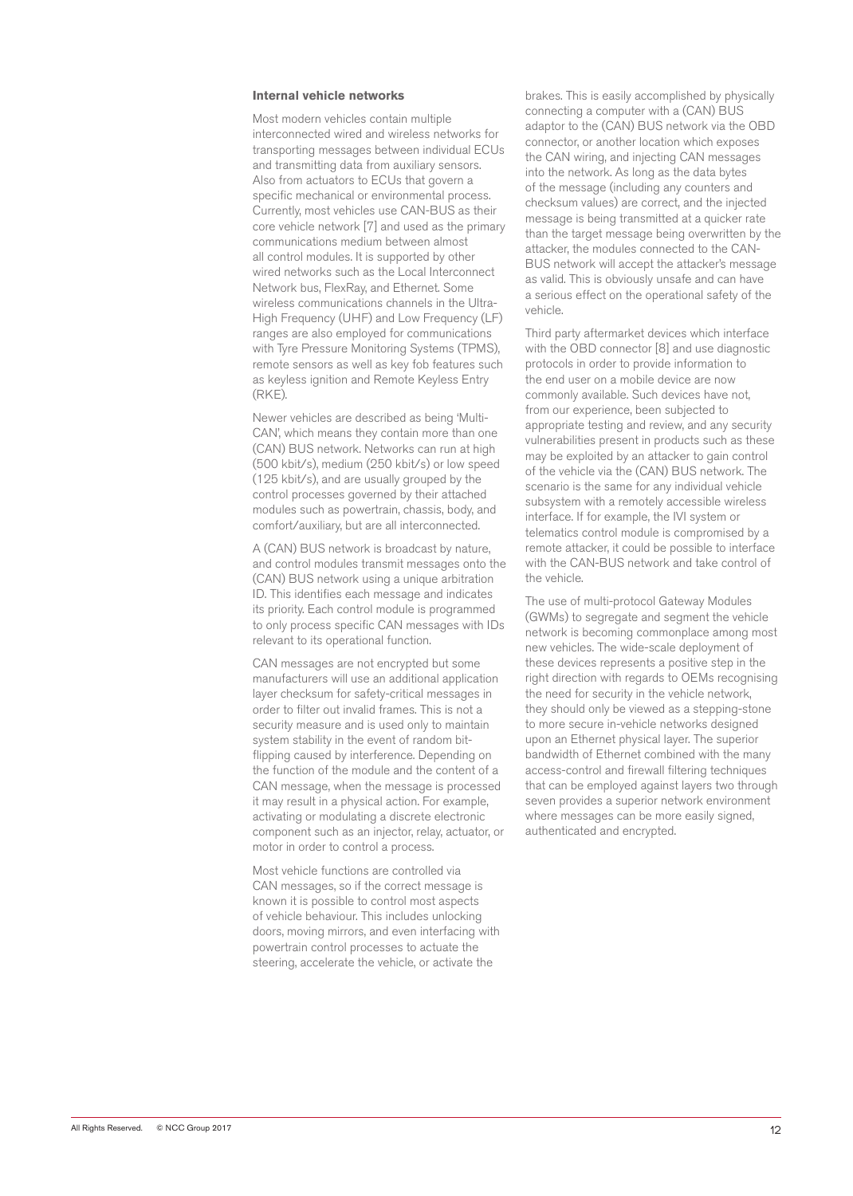### Internal vehicle networks

Most modern vehicles contain multiple interconnected wired and wireless networks for transporting messages between individual ECUs and transmitting data from auxiliary sensors. Also from actuators to ECUs that govern a specific mechanical or environmental process. Currently, most vehicles use CAN-BUS as their core vehicle network [7] and used as the primary communications medium between almost all control modules. It is supported by other wired networks such as the Local Interconnect Network bus, FlexRay, and Ethernet. Some wireless communications channels in the Ultra-High Frequency (UHF) and Low Frequency (LF) ranges are also employed for communications with Tyre Pressure Monitoring Systems (TPMS), remote sensors as well as key fob features such as keyless ignition and Remote Keyless Entry (RKE).

Newer vehicles are described as being 'Multi-CAN', which means they contain more than one (CAN) BUS network. Networks can run at high (500 kbit/s), medium (250 kbit/s) or low speed (125 kbit/s), and are usually grouped by the control processes governed by their attached modules such as powertrain, chassis, body, and comfort/auxiliary, but are all interconnected.

A (CAN) BUS network is broadcast by nature, and control modules transmit messages onto the (CAN) BUS network using a unique arbitration ID. This identifies each message and indicates its priority. Each control module is programmed to only process specific CAN messages with IDs relevant to its operational function.

CAN messages are not encrypted but some manufacturers will use an additional application layer checksum for safety-critical messages in order to filter out invalid frames. This is not a security measure and is used only to maintain system stability in the event of random bit-flipping caused by interference. Depending on the function of the module and the content of a CAN message, when the message is processed it may result in a physical action. For example, activating or modulating a discrete electronic component such as an injector, relay, actuator, or motor in order to control a process.

Most vehicle functions are controlled via CAN messages, so if the correct message is known it is possible to control most aspects of vehicle behaviour. This includes unlocking doors, moving mirrors, and even interfacing with powertrain control processes to actuate the steering, accelerate the vehicle, or activate the brakes. This is easily accomplished by physically connecting a computer with a (CAN) BUS adaptor to the (CAN) BUS network via the OBD connector, or another location which exposes the CAN wiring, and injecting CAN messages into the network. As long as the data bytes of the message (including any counters and checksum values) are correct, and the injected message is being transmitted at a quicker rate than the target message being overwritten by the attacker, the modules connected to the CAN-BUS network will accept the attacker's message as valid. This is obviously unsafe and can have a serious effect on the operational safety of the vehicle.

Third party aftermarket devices which interface with the OBD connector [8] and use diagnostic protocols in order to provide information to the end user on a mobile device are now commonly available. Such devices have not, from our experience, been subjected to appropriate testing and review, and any security vulnerabilities present in products such as these may be exploited by an attacker to gain control of the vehicle via the (CAN) BUS network. The scenario is the same for any individual vehicle subsystem with a remotely accessible wireless interface. If for example, the IVI system or telematics control module is compromised by a remote attacker, it could be possible to interface with the CAN-BUS network and take control of the vehicle.

The use of multi-protocol Gateway Modules (GWMs) to segregate and segment the vehicle network is becoming commonplace among most new vehicles. The wide-scale deployment of these devices represents a positive step in the right direction with regards to OEMs recognising the need for security in the vehicle network, they should only be viewed as a stepping-stone to more secure in-vehicle networks designed upon an Ethernet physical layer. The superior bandwidth of Ethernet combined with the many access-control and firewall filtering techniques that can be employed against layers two through seven provides a superior network environment where messages can be more easily signed, authenticated and encrypted.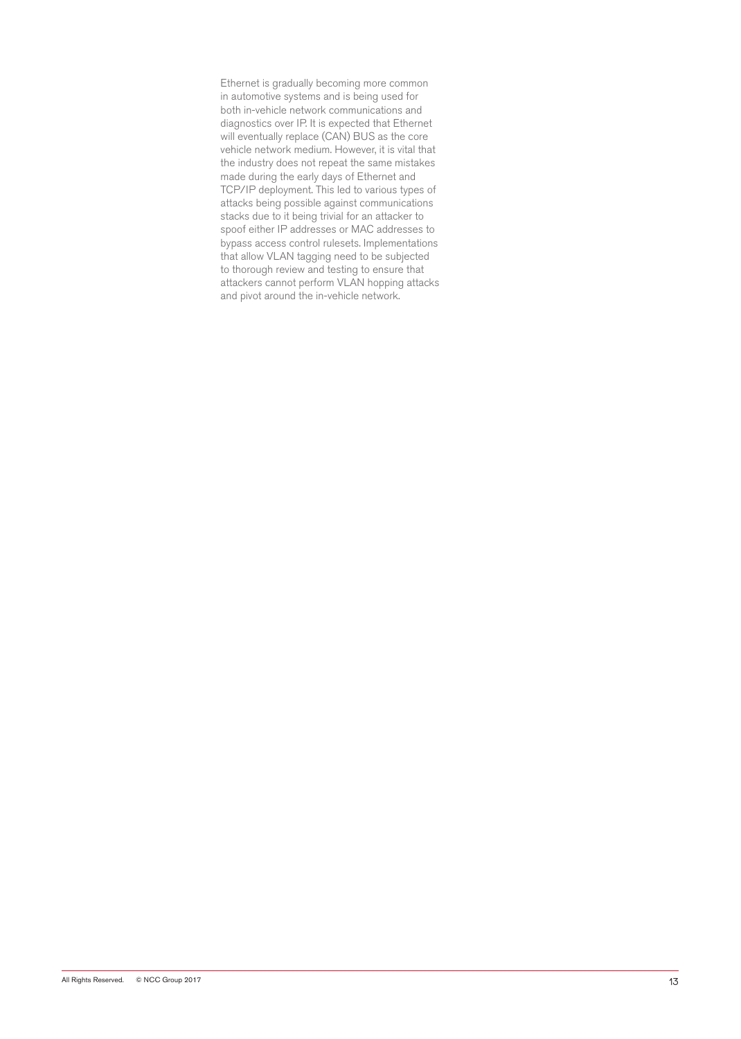Ethernet is gradually becoming more common in automotive systems and is being used for both in-vehicle network communications and diagnostics over IP. It is expected that Ethernet will eventually replace (CAN) BUS as the core vehicle network medium. However, it is vital that the industry does not repeat the same mistakes made during the early days of Ethernet and TCP/IP deployment. This led to various types of attacks being possible against communications stacks due to it being trivial for an attacker to spoof either IP addresses or MAC addresses to bypass access control rulesets. Implementations that allow VLAN tagging need to be subjected to thorough review and testing to ensure that attackers cannot perform VLAN hopping attacks and pivot around the in-vehicle network.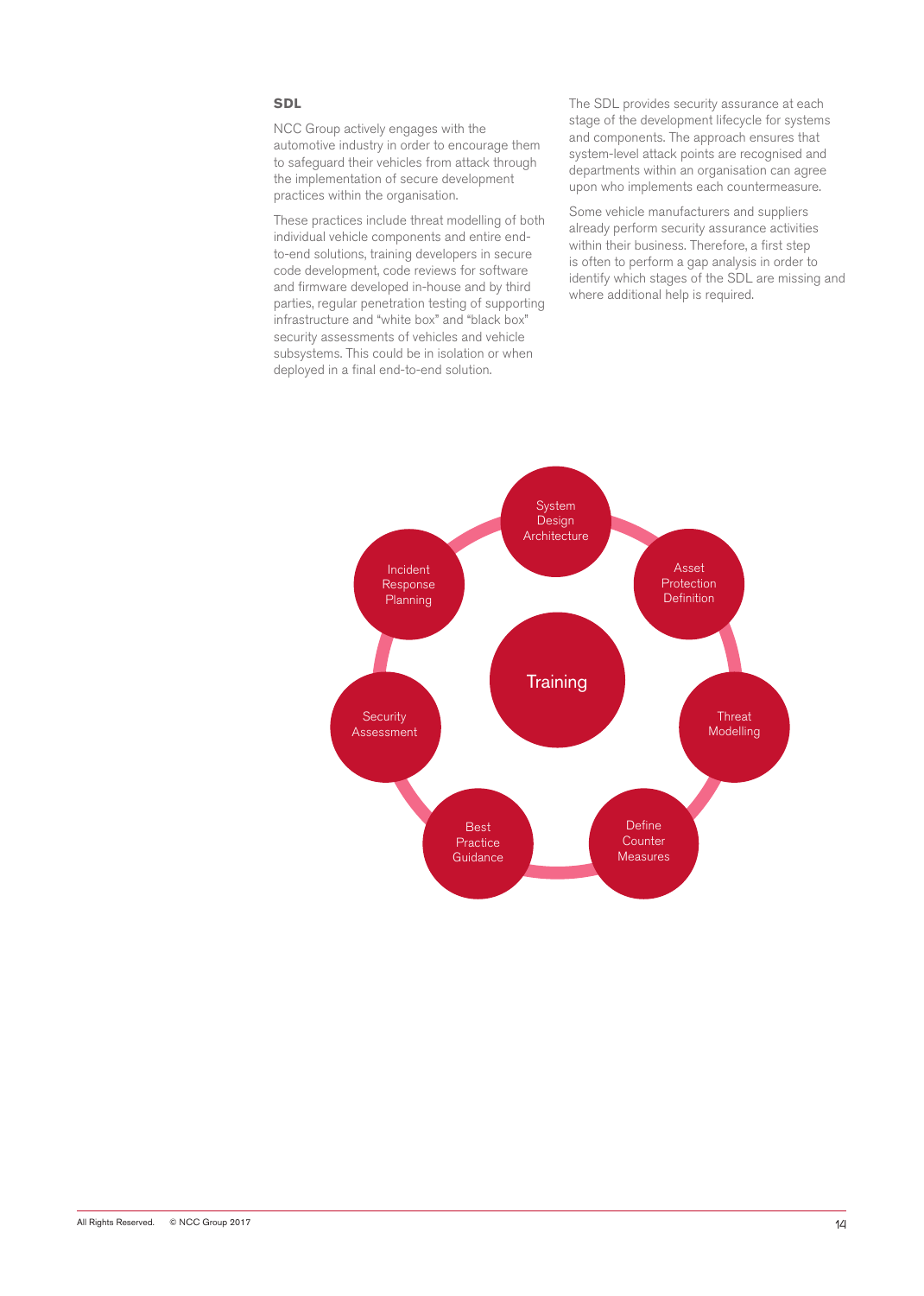## SDL

NCC Group actively engages with the automotive industry in order to encourage them to safeguard their vehicles from attack through the implementation of secure development practices within the organisation.

These practices include threat modelling of both individual vehicle components and entire end-to-end solutions, training developers in secure code development, code reviews for software and firmware developed in-house and by third parties, regular penetration testing of supporting infrastructure and "white box" and "black box" security assessments of vehicles and vehicle subsystems. This could be in isolation or when deployed in a final end-to-end solution.

The SDL provides security assurance at each stage of the development lifecycle for systems and components. The approach ensures that system-level attack points are recognised and departments within an organisation can agree upon who implements each countermeasure.

Some vehicle manufacturers and suppliers already perform security assurance activities within their business. Therefore, a first step is often to perform a gap analysis in order to identify which stages of the SDL are missing and where additional help is required.

Training

System Design Architecture

Asset Protection Definition

Threat Modelling

Define Counter Measures

Best Practice Guidance

Security Assessment

Incident Response Planning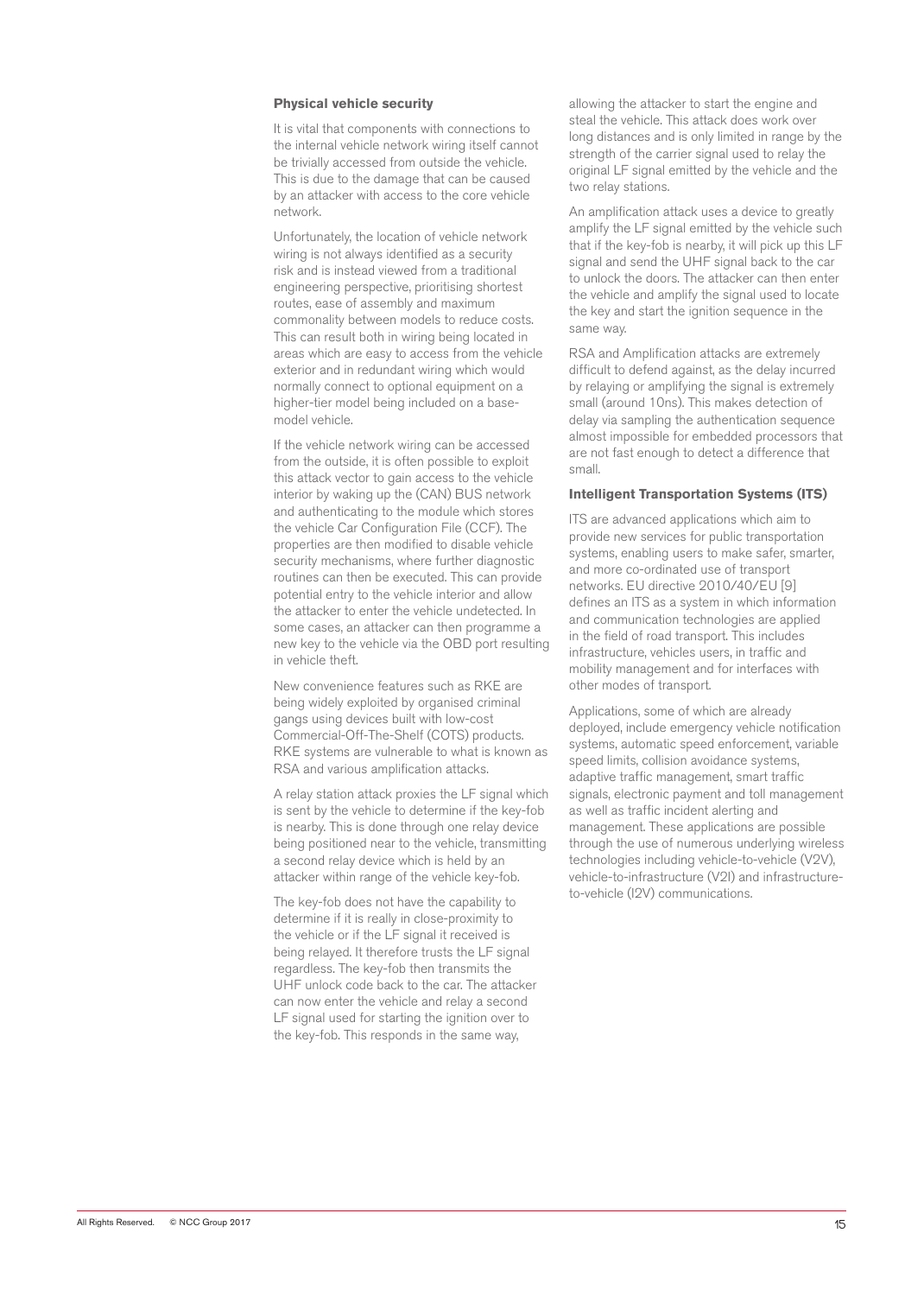### Physical vehicle security

It is vital that components with connections to the internal vehicle network wiring itself cannot be trivially accessed from outside the vehicle. This is due to the damage that can be caused by an attacker with access to the core vehicle network.

Unfortunately, the location of vehicle network wiring is not always identified as a security risk and is instead viewed from a traditional engineering perspective, prioritising shortest routes, ease of assembly and maximum commonality between models to reduce costs. This can result both in wiring being located in areas which are easy to access from the vehicle exterior and in redundant wiring which would normally connect to optional equipment on a higher-tier model being included on a base-model vehicle.

If the vehicle network wiring can be accessed from the outside, it is often possible to exploit this attack vector to gain access to the vehicle interior by waking up the (CAN) BUS network and authenticating to the module which stores the vehicle Car Configuration File (CCF). The properties are then modified to disable vehicle security mechanisms, where further diagnostic routines can then be executed. This can provide potential entry to the vehicle interior and allow the attacker to enter the vehicle undetected. In some cases, an attacker can then programme a new key to the vehicle via the OBD port resulting in vehicle theft.

New convenience features such as RKE are being widely exploited by organised criminal gangs using devices built with low-cost Commercial-Off-The-Shelf (COTS) products. RKE systems are vulnerable to what is known as RSA and various amplification attacks.

A relay station attack proxies the LF signal which is sent by the vehicle to determine if the key-fob is nearby. This is done through one relay device being positioned near to the vehicle, transmitting a second relay device which is held by an attacker within range of the vehicle key-fob.

The key-fob does not have the capability to determine if it is really in close-proximity to the vehicle or if the LF signal it received is being relayed. It therefore trusts the LF signal regardless. The key-fob then transmits the UHF unlock code back to the car. The attacker can now enter the vehicle and relay a second LF signal used for starting the ignition over to the key-fob. This responds in the same way, allowing the attacker to start the engine and steal the vehicle. This attack does work over long distances and is only limited in range by the strength of the carrier signal used to relay the original LF signal emitted by the vehicle and the two relay stations.

An amplification attack uses a device to greatly amplify the LF signal emitted by the vehicle such that if the key-fob is nearby, it will pick up this LF signal and send the UHF signal back to the car to unlock the doors. The attacker can then enter the vehicle and amplify the signal used to locate the key and start the ignition sequence in the same way.

RSA and Amplification attacks are extremely difficult to defend against, as the delay incurred by relaying or amplifying the signal is extremely small (around 10ns). This makes detection of delay via sampling the authentication sequence almost impossible for embedded processors that are not fast enough to detect a difference that small.

### Intelligent Transportation Systems (ITS)

ITS are advanced applications which aim to provide new services for public transportation systems, enabling users to make safer, smarter, and more co-ordinated use of transport networks. EU directive 2010/40/EU [9] defines an ITS as a system in which information and communication technologies are applied in the field of road transport. This includes infrastructure, vehicles users, in traffic and mobility management and for interfaces with other modes of transport.

Applications, some of which are already deployed, include emergency vehicle notification systems, automatic speed enforcement, variable speed limits, collision avoidance systems, adaptive traffic management, smart traffic signals, electronic payment and toll management as well as traffic incident alerting and management. These applications are possible through the use of numerous underlying wireless technologies including vehicle-to-vehicle (V2V), vehicle-to-infrastructure (V2I) and infrastructure-to-vehicle (I2V) communications.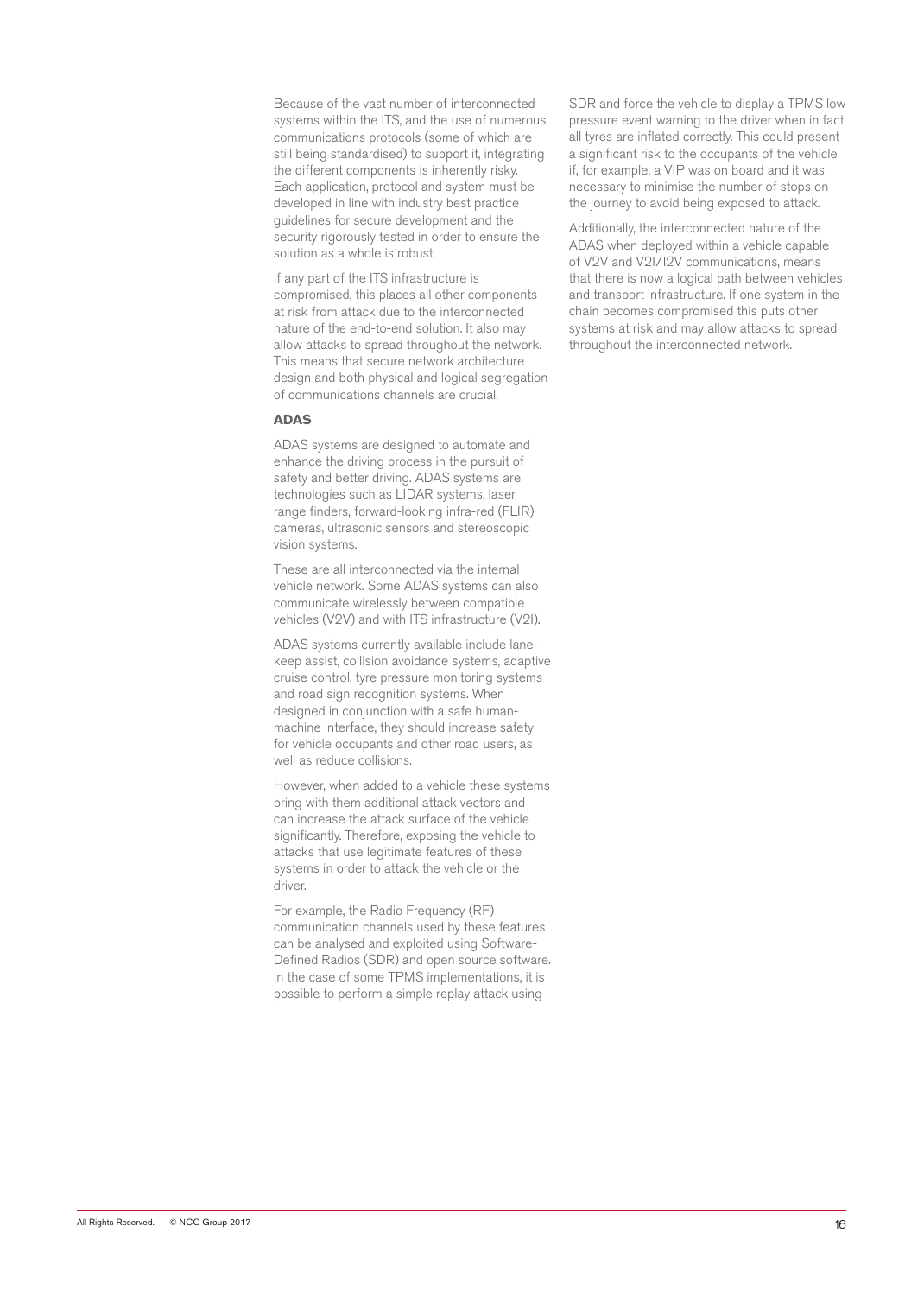Because of the vast number of interconnected systems within the ITS, and the use of numerous communications protocols (some of which are still being standardised) to support it, integrating the different components is inherently risky. Each application, protocol and system must be developed in line with industry best practice guidelines for secure development and the security rigorously tested in order to ensure the solution as a whole is robust.

If any part of the ITS infrastructure is compromised, this places all other components at risk from attack due to the interconnected nature of the end-to-end solution. It also may allow attacks to spread throughout the network. This means that secure network architecture design and both physical and logical segregation of communications channels are crucial.

### ADAS

ADAS systems are designed to automate and enhance the driving process in the pursuit of safety and better driving. ADAS systems are technologies such as LIDAR systems, laser range finders, forward-looking infra-red (FLIR) cameras, ultrasonic sensors and stereoscopic vision systems.

These are all interconnected via the internal vehicle network. Some ADAS systems can also communicate wirelessly between compatible vehicles (V2V) and with ITS infrastructure (V2I).

ADAS systems currently available include lane-keep assist, collision avoidance systems, adaptive cruise control, tyre pressure monitoring systems and road sign recognition systems. When designed in conjunction with a safe human-machine interface, they should increase safety for vehicle occupants and other road users, as well as reduce collisions.

However, when added to a vehicle these systems bring with them additional attack vectors and can increase the attack surface of the vehicle significantly. Therefore, exposing the vehicle to attacks that use legitimate features of these systems in order to attack the vehicle or the driver.

For example, the Radio Frequency (RF) communication channels used by these features can be analysed and exploited using Software-Defined Radios (SDR) and open source software. In the case of some TPMS implementations, it is possible to perform a simple replay attack using SDR and force the vehicle to display a TPMS low pressure event warning to the driver when in fact all tyres are inflated correctly. This could present a significant risk to the occupants of the vehicle if, for example, a VIP was on board and it was necessary to minimise the number of stops on the journey to avoid being exposed to attack.

Additionally, the interconnected nature of the ADAS when deployed within a vehicle capable of V2V and V2I/I2V communications, means that there is now a logical path between vehicles and transport infrastructure. If one system in the chain becomes compromised this puts other systems at risk and may allow attacks to spread throughout the interconnected network.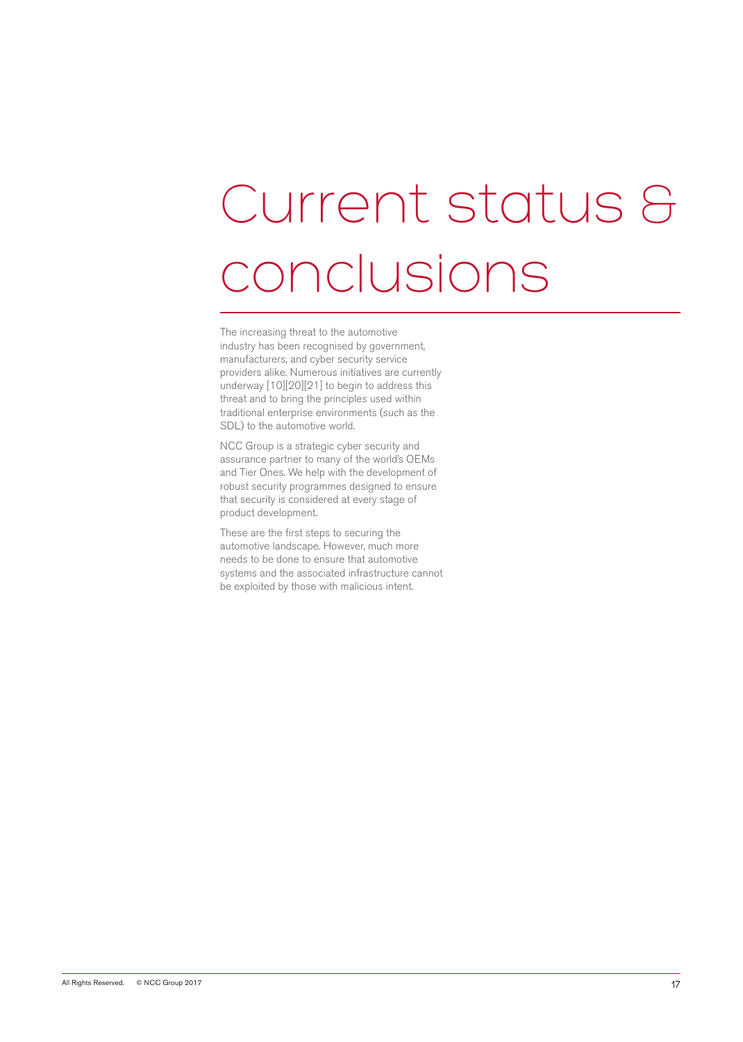# Current status & conclusions

The increasing threat to the automotive industry has been recognised by government, manufacturers, and cyber security service providers alike. Numerous initiatives are currently underway [10][20][21] to begin to address this threat and to bring the principles used within traditional enterprise environments (such as the SDL) to the automotive world.

NCC Group is a strategic cyber security and assurance partner to many of the world's OEMs and Tier Ones. We help with the development of robust security programmes designed to ensure that security is considered at every stage of product development.

These are the first steps to securing the automotive landscape. However, much more needs to be done to ensure that automotive systems and the associated infrastructure cannot be exploited by those with malicious intent.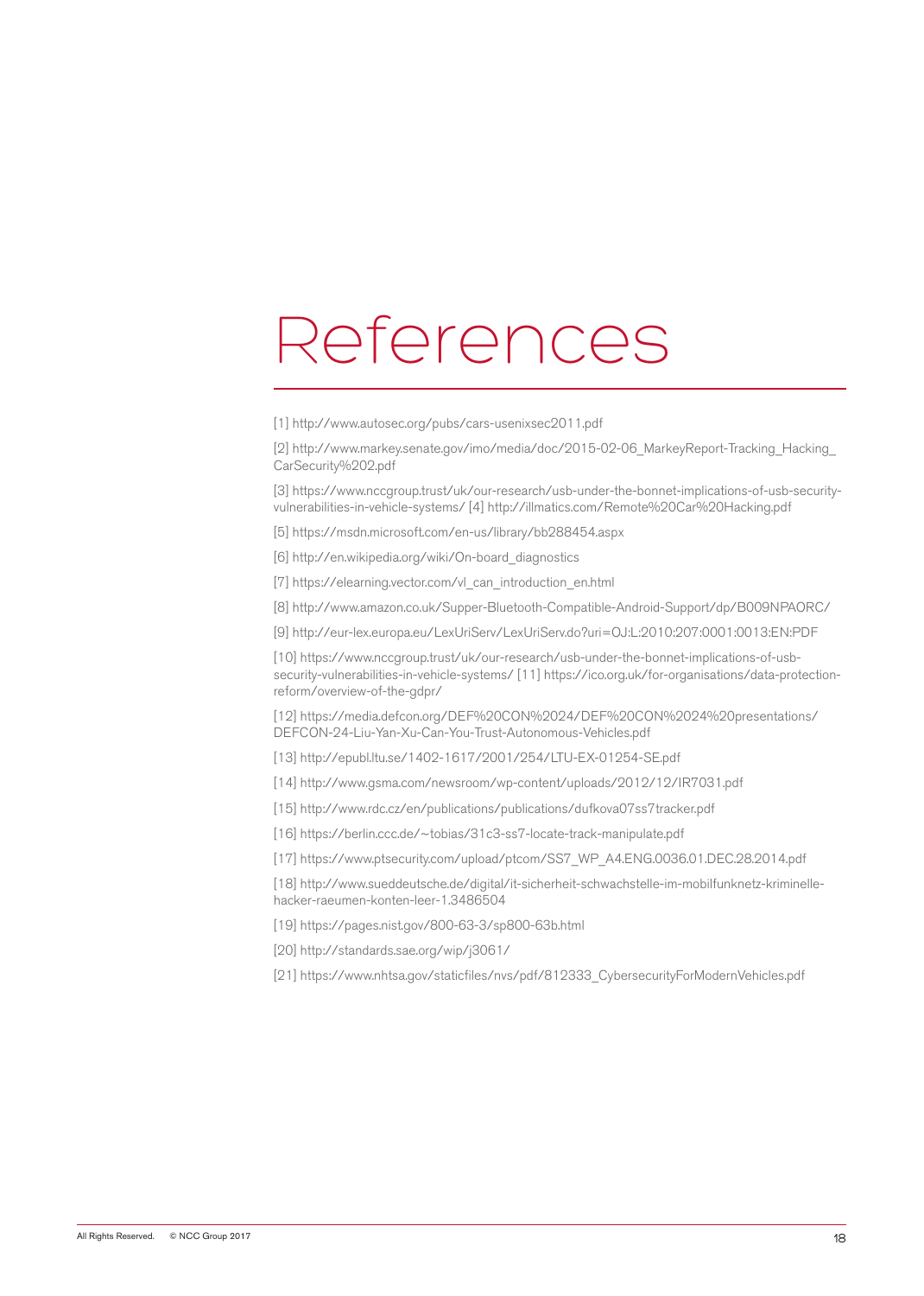# References

[1] http://www.autosec.org/pubs/cars-usenixsec2011.pdf

[2] http://www.markey.senate.gov/imo/media/doc/2015-02-06_MarkeyReport-Tracking_Hacking_CarSecurity%202.pdf

[3] https://www.nccgroup.trust/uk/our-research/usb-under-the-bonnet-implications-of-usb-security-vulnerabilities-in-vehicle-systems/ [4] http://illmatics.com/Remote%20Car%20Hacking.pdf

[5] https://msdn.microsoft.com/en-us/library/bb288454.aspx

[6] http://en.wikipedia.org/wiki/On-board_diagnostics

[7] https://elearning.vector.com/vl_can_introduction_en.html

[8] http://www.amazon.co.uk/Supper-Bluetooth-Compatible-Android-Support/dp/B009NPAORC/

[9] http://eur-lex.europa.eu/LexUriServ/LexUriServ.do?uri=OJ:L:2010:207:0001:0013:EN:PDF

[10] https://www.nccgroup.trust/uk/our-research/usb-under-the-bonnet-implications-of-usb-security-vulnerabilities-in-vehicle-systems/ [11] https://ico.org.uk/for-organisations/data-protection-reform/overview-of-the-gdpr/

[12] https://media.defcon.org/DEF%20CON%2024/DEF%20CON%2024%20presentations/DEFCON-24-Liu-Yan-Xu-Can-You-Trust-Autonomous-Vehicles.pdf

[13] http://epubl.ltu.se/1402-1617/2001/254/LTU-EX-01254-SE.pdf

[14] http://www.gsma.com/newsroom/wp-content/uploads/2012/12/IR7031.pdf

[15] http://www.rdc.cz/en/publications/publications/dufkova07ss7tracker.pdf

[16] https://berlin.ccc.de/~tobias/31c3-ss7-locate-track-manipulate.pdf

[17] https://www.ptsecurity.com/upload/ptcom/SS7_WP_A4.ENG.0036.01.DEC.28.2014.pdf

[18] http://www.sueddeutsche.de/digital/it-sicherheit-schwachstelle-im-mobilfunknetz-kriminelle-hacker-raeumen-konten-leer-1.3486504

[19] https://pages.nist.gov/800-63-3/sp800-63b.html

[20] http://standards.sae.org/wip/j3061/

[21] https://www.nhtsa.gov/staticfiles/nvs/pdf/812333_CybersecurityForModernVehicles.pdf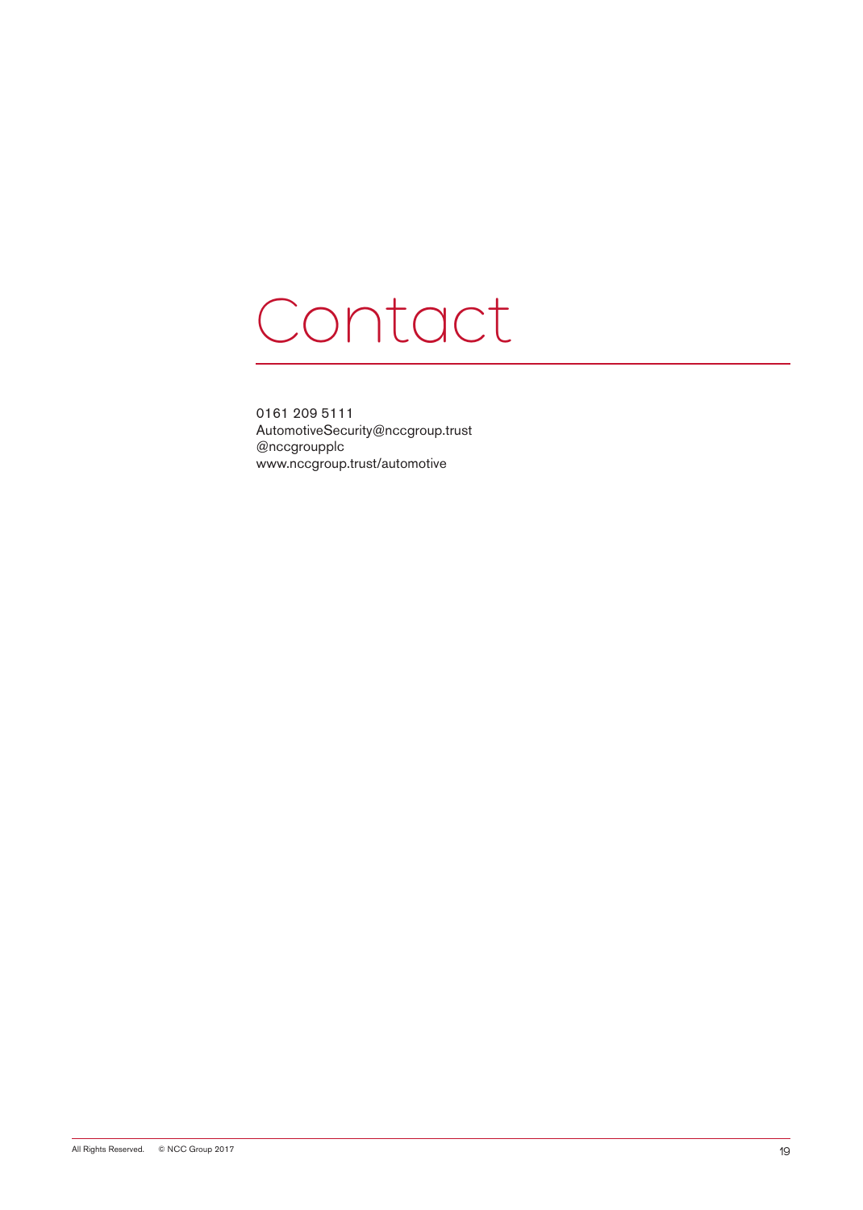# Contact

0161 209 5111
AutomotiveSecurity@nccgroup.trust
@nccgroupplc
www.nccgroup.trust/automotive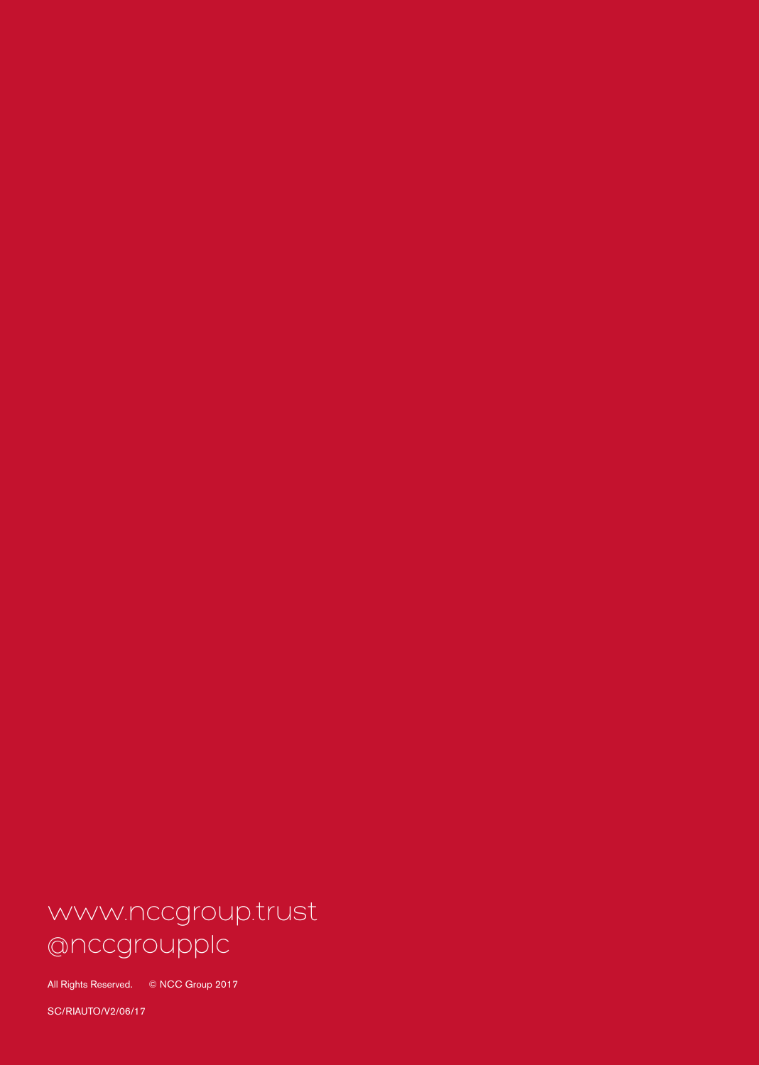www.nccgroup.trust
@nccgroupplc

All Rights Reserved. © NCC Group 2017

SC/RIAUTO/V2/06/17